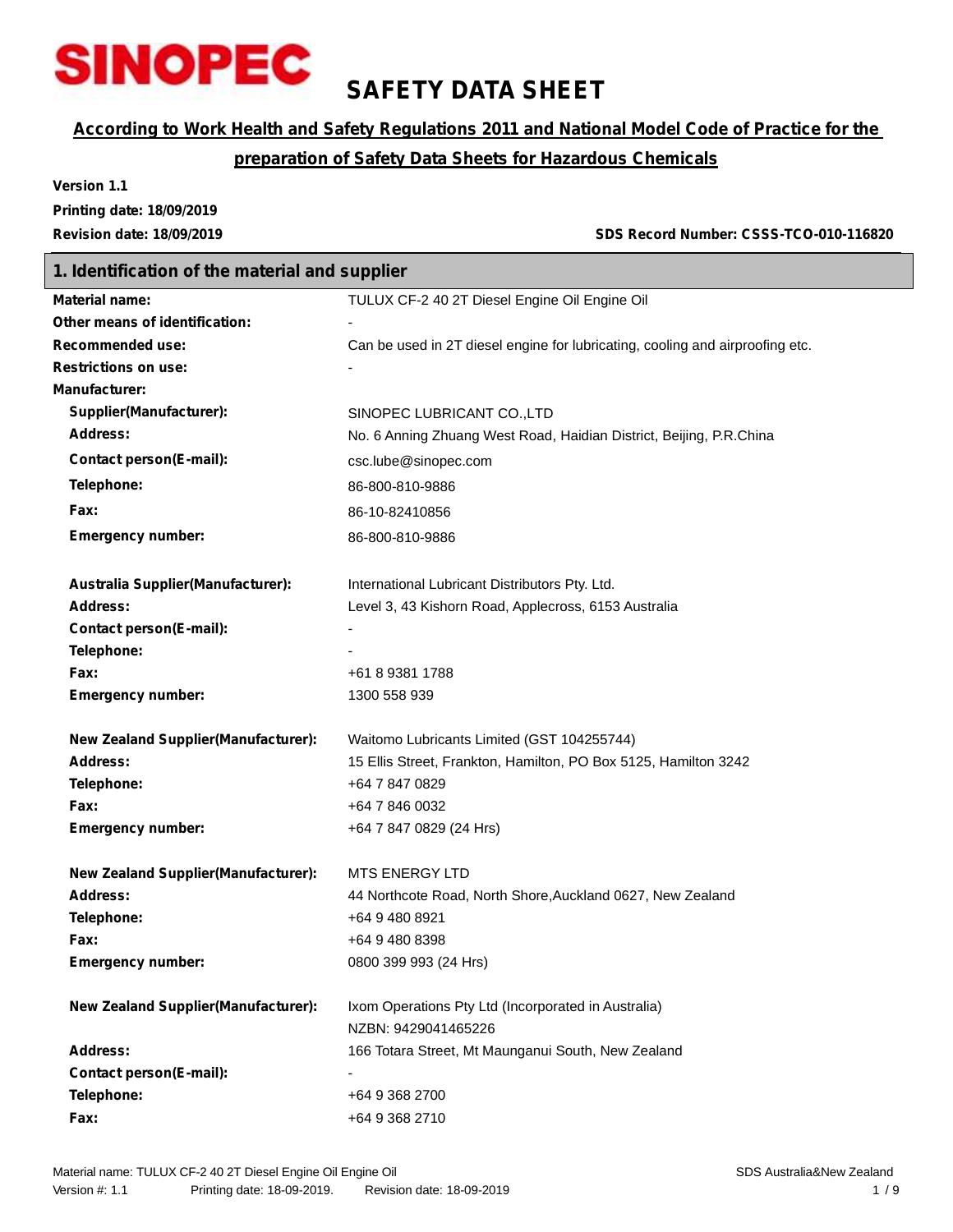SINOPEC

# SAFETY DATA SHEET

**According to Work Health and Safety Regulations 2011 and National Model Code of Practice for the preparation of Safety Data Sheets for Hazardous Chemicals**

**Version 1.1**
**Printing date: 18/09/2019**
**Revision date: 18/09/2019**

**SDS Record Number: CSSS-TCO-010-116820**

## 1. Identification of the material and supplier

| | |
|---|---|
| **Material name:** | TULUX CF-2 40 2T Diesel Engine Oil Engine Oil |
| **Other means of identification:** | - |
| **Recommended use:** | Can be used in 2T diesel engine for lubricating, cooling and airproofing etc. |
| **Restrictions on use:** | - |
| **Manufacturer:** | |
| **Supplier(Manufacturer):** | SINOPEC LUBRICANT CO.,LTD |
| **Address:** | No. 6 Anning Zhuang West Road, Haidian District, Beijing, P.R.China |
| **Contact person(E-mail):** | csc.lube@sinopec.com |
| **Telephone:** | 86-800-810-9886 |
| **Fax:** | 86-10-82410856 |
| **Emergency number:** | 86-800-810-9886 |
| | |
| **Australia Supplier(Manufacturer):** | International Lubricant Distributors Pty. Ltd. |
| **Address:** | Level 3, 43 Kishorn Road, Applecross, 6153 Australia |
| **Contact person(E-mail):** | - |
| **Telephone:** | - |
| **Fax:** | +61 8 9381 1788 |
| **Emergency number:** | 1300 558 939 |
| | |
| **New Zealand Supplier(Manufacturer):** | Waitomo Lubricants Limited (GST 104255744) |
| **Address:** | 15 Ellis Street, Frankton, Hamilton, PO Box 5125, Hamilton 3242 |
| **Telephone:** | +64 7 847 0829 |
| **Fax:** | +64 7 846 0032 |
| **Emergency number:** | +64 7 847 0829 (24 Hrs) |
| | |
| **New Zealand Supplier(Manufacturer):** | MTS ENERGY LTD |
| **Address:** | 44 Northcote Road, North Shore,Auckland 0627, New Zealand |
| **Telephone:** | +64 9 480 8921 |
| **Fax:** | +64 9 480 8398 |
| **Emergency number:** | 0800 399 993 (24 Hrs) |
| | |
| **New Zealand Supplier(Manufacturer):** | Ixom Operations Pty Ltd (Incorporated in Australia) NZBN: 9429041465226 |
| **Address:** | 166 Totara Street, Mt Maunganui South, New Zealand |
| **Contact person(E-mail):** | - |
| **Telephone:** | +64 9 368 2700 |
| **Fax:** | +64 9 368 2710 |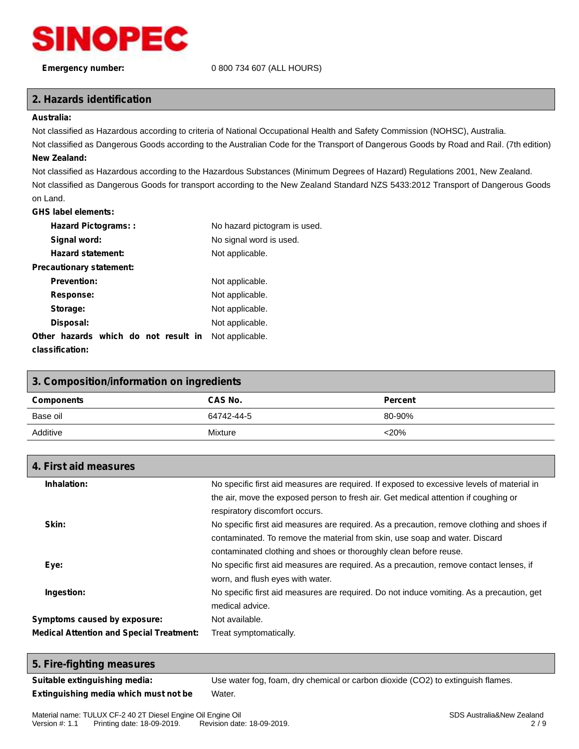SINOPEC

**Emergency number:** 0 800 734 607 (ALL HOURS)

## 2. Hazards identification

**Australia:**

Not classified as Hazardous according to criteria of National Occupational Health and Safety Commission (NOHSC), Australia.

Not classified as Dangerous Goods according to the Australian Code for the Transport of Dangerous Goods by Road and Rail. (7th edition)

**New Zealand:**

Not classified as Hazardous according to the Hazardous Substances (Minimum Degrees of Hazard) Regulations 2001, New Zealand.

Not classified as Dangerous Goods for transport according to the New Zealand Standard NZS 5433:2012 Transport of Dangerous Goods on Land.

**GHS label elements:**

- **Hazard Pictograms: :** No hazard pictogram is used.
- **Signal word:** No signal word is used.
- **Hazard statement:** Not applicable.

**Precautionary statement:**

- **Prevention:** Not applicable.
- **Response:** Not applicable.
- **Storage:** Not applicable.
- **Disposal:** Not applicable.

**Other hazards which do not result in classification:** Not applicable.

## 3. Composition/information on ingredients

| Components | CAS No. | Percent |
|---|---|---|
| Base oil | 64742-44-5 | 80-90% |
| Additive | Mixture | <20% |

## 4. First aid measures

**Inhalation:** No specific first aid measures are required. If exposed to excessive levels of material in the air, move the exposed person to fresh air. Get medical attention if coughing or respiratory discomfort occurs.

**Skin:** No specific first aid measures are required. As a precaution, remove clothing and shoes if contaminated. To remove the material from skin, use soap and water. Discard contaminated clothing and shoes or thoroughly clean before reuse.

**Eye:** No specific first aid measures are required. As a precaution, remove contact lenses, if worn, and flush eyes with water.

**Ingestion:** No specific first aid measures are required. Do not induce vomiting. As a precaution, get medical advice.

**Symptoms caused by exposure:** Not available.

**Medical Attention and Special Treatment:** Treat symptomatically.

## 5. Fire-fighting measures

**Suitable extinguishing media:** Use water fog, foam, dry chemical or carbon dioxide ($CO_2$) to extinguish flames.

**Extinguishing media which must not be** Water.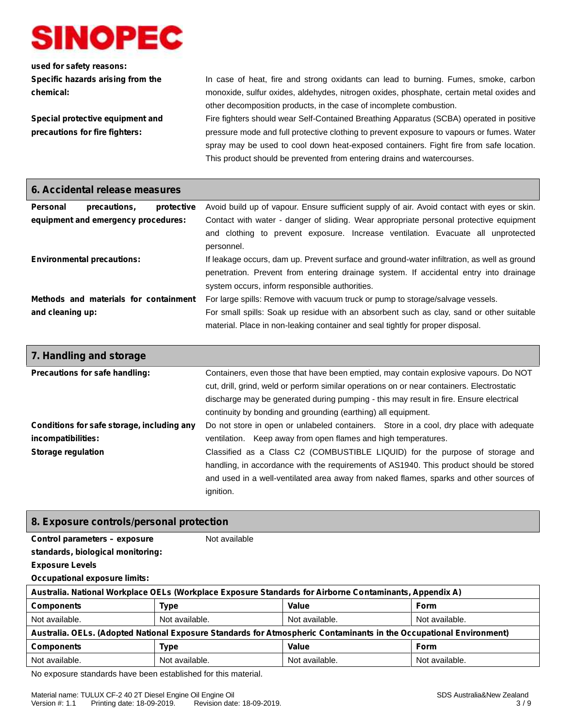**used for safety reasons:**

**Specific hazards arising from the chemical:** In case of heat, fire and strong oxidants can lead to burning. Fumes, smoke, carbon monoxide, sulfur oxides, aldehydes, nitrogen oxides, phosphate, certain metal oxides and other decomposition products, in the case of incomplete combustion.

**Special protective equipment and precautions for fire fighters:** Fire fighters should wear Self-Contained Breathing Apparatus (SCBA) operated in positive pressure mode and full protective clothing to prevent exposure to vapours or fumes. Water spray may be used to cool down heat-exposed containers. Fight fire from safe location. This product should be prevented from entering drains and watercourses.

## 6. Accidental release measures

**Personal precautions, protective equipment and emergency procedures:** Avoid build up of vapour. Ensure sufficient supply of air. Avoid contact with eyes or skin. Contact with water - danger of sliding. Wear appropriate personal protective equipment and clothing to prevent exposure. Increase ventilation. Evacuate all unprotected personnel.

**Environmental precautions:** If leakage occurs, dam up. Prevent surface and ground-water infiltration, as well as ground penetration. Prevent from entering drainage system. If accidental entry into drainage system occurs, inform responsible authorities.

**Methods and materials for containment and cleaning up:** For large spills: Remove with vacuum truck or pump to storage/salvage vessels.
For small spills: Soak up residue with an absorbent such as clay, sand or other suitable material. Place in non-leaking container and seal tightly for proper disposal.

## 7. Handling and storage

**Precautions for safe handling:** Containers, even those that have been emptied, may contain explosive vapours. Do NOT cut, drill, grind, weld or perform similar operations on or near containers. Electrostatic discharge may be generated during pumping - this may result in fire. Ensure electrical continuity by bonding and grounding (earthing) all equipment.

**Conditions for safe storage, including any incompatibilities:** Do not store in open or unlabeled containers. Store in a cool, dry place with adequate ventilation. Keep away from open flames and high temperatures.

**Storage regulation** Classified as a Class C2 (COMBUSTIBLE LIQUID) for the purpose of storage and handling, in accordance with the requirements of AS1940. This product should be stored and used in a well-ventilated area away from naked flames, sparks and other sources of ignition.

## 8. Exposure controls/personal protection

**Control parameters – exposure standards, biological monitoring:** Not available

**Exposure Levels**

**Occupational exposure limits:**

| **Australia. National Workplace OELs (Workplace Exposure Standards for Airborne Contaminants, Appendix A)** | | | |
|---|---|---|---|
| **Components** | **Type** | **Value** | **Form** |
| Not available. | Not available. | Not available. | Not available. |

| **Australia. OELs. (Adopted National Exposure Standards for Atmospheric Contaminants in the Occupational Environment)** | | | |
|---|---|---|---|
| **Components** | **Type** | **Value** | **Form** |
| Not available. | Not available. | Not available. | Not available. |

No exposure standards have been established for this material.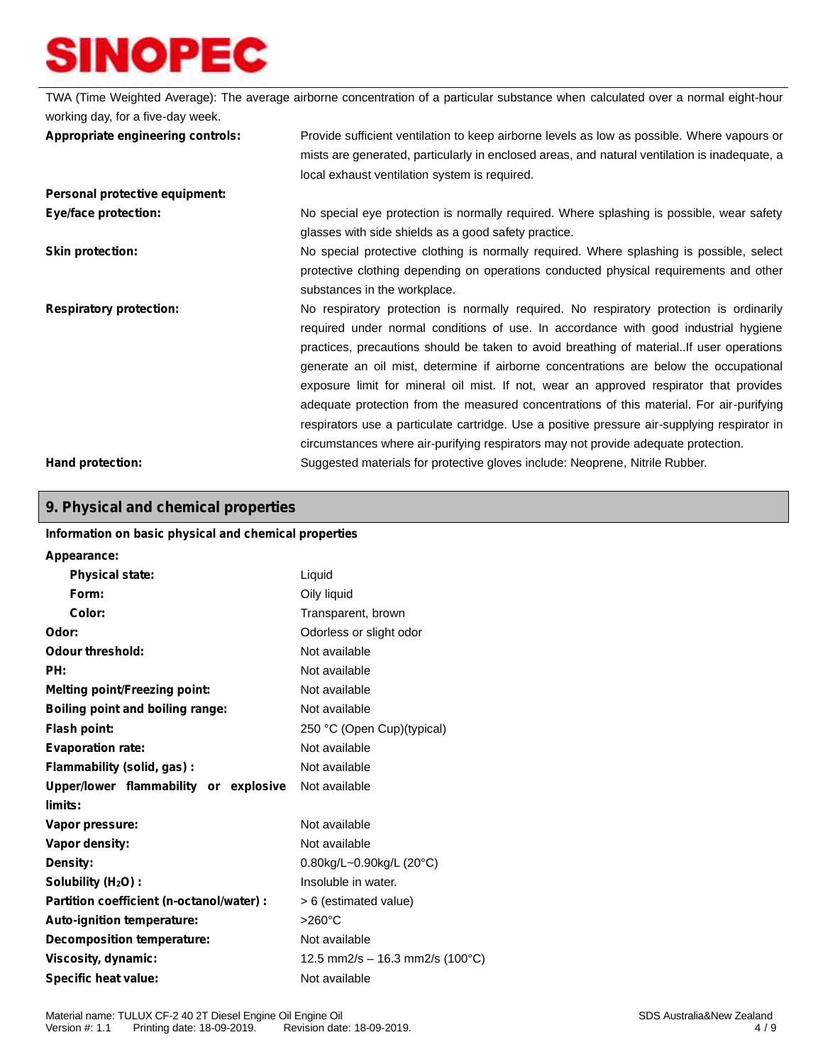TWA (Time Weighted Average): The average airborne concentration of a particular substance when calculated over a normal eight-hour working day, for a five-day week.

**Appropriate engineering controls:** Provide sufficient ventilation to keep airborne levels as low as possible. Where vapours or mists are generated, particularly in enclosed areas, and natural ventilation is inadequate, a local exhaust ventilation system is required.

**Personal protective equipment:**

**Eye/face protection:** No special eye protection is normally required. Where splashing is possible, wear safety glasses with side shields as a good safety practice.

**Skin protection:** No special protective clothing is normally required. Where splashing is possible, select protective clothing depending on operations conducted physical requirements and other substances in the workplace.

**Respiratory protection:** No respiratory protection is normally required. No respiratory protection is ordinarily required under normal conditions of use. In accordance with good industrial hygiene practices, precautions should be taken to avoid breathing of material..If user operations generate an oil mist, determine if airborne concentrations are below the occupational exposure limit for mineral oil mist. If not, wear an approved respirator that provides adequate protection from the measured concentrations of this material. For air-purifying respirators use a particulate cartridge. Use a positive pressure air-supplying respirator in circumstances where air-purifying respirators may not provide adequate protection.

**Hand protection:** Suggested materials for protective gloves include: Neoprene, Nitrile Rubber.

## 9. Physical and chemical properties

**Information on basic physical and chemical properties**

**Appearance:**

| Property | Value |
|---|---|
| **Physical state:** | Liquid |
| **Form:** | Oily liquid |
| **Color:** | Transparent, brown |
| **Odor:** | Odorless or slight odor |
| **Odour threshold:** | Not available |
| **PH:** | Not available |
| **Melting point/Freezing point:** | Not available |
| **Boiling point and boiling range:** | Not available |
| **Flash point:** | 250 °C (Open Cup)(typical) |
| **Evaporation rate:** | Not available |
| **Flammability (solid, gas) :** | Not available |
| **Upper/lower flammability or explosive limits:** | Not available |
| **Vapor pressure:** | Not available |
| **Vapor density:** | Not available |
| **Density:** | 0.80kg/L~0.90kg/L (20°C) |
| **Solubility ($H_2O$) :** | Insoluble in water. |
| **Partition coefficient (n-octanol/water) :** | > 6 (estimated value) |
| **Auto-ignition temperature:** | >260°C |
| **Decomposition temperature:** | Not available |
| **Viscosity, dynamic:** | 12.5 mm2/s – 16.3 mm2/s (100°C) |
| **Specific heat value:** | Not available |

Material name: TULUX CF-2 40 2T Diesel Engine Oil Engine Oil
Version #: 1.1 Printing date: 18-09-2019. Revision date: 18-09-2019.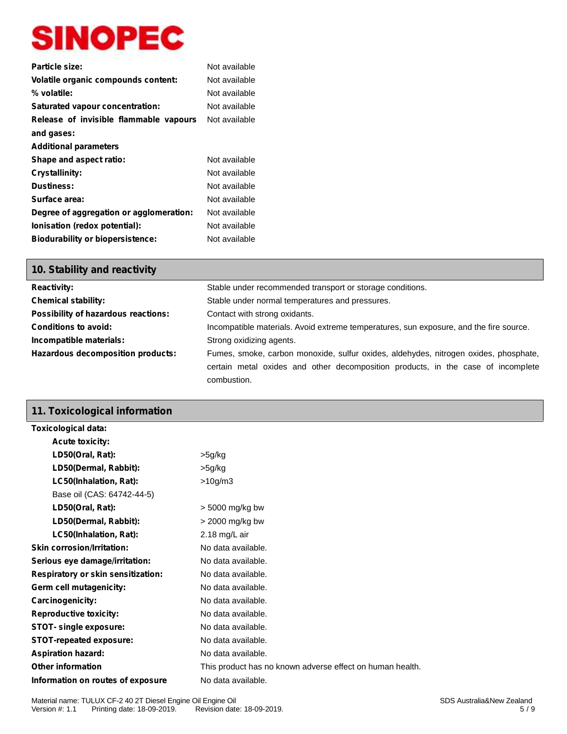| | |
|---|---|
| **Particle size:** | Not available |
| **Volatile organic compounds content:** | Not available |
| **% volatile:** | Not available |
| **Saturated vapour concentration:** | Not available |
| **Release of invisible flammable vapours and gases:** | Not available |
| **Additional parameters** | |
| **Shape and aspect ratio:** | Not available |
| **Crystallinity:** | Not available |
| **Dustiness:** | Not available |
| **Surface area:** | Not available |
| **Degree of aggregation or agglomeration:** | Not available |
| **Ionisation (redox potential):** | Not available |
| **Biodurability or biopersistence:** | Not available |

## 10. Stability and reactivity

| | |
|---|---|
| **Reactivity:** | Stable under recommended transport or storage conditions. |
| **Chemical stability:** | Stable under normal temperatures and pressures. |
| **Possibility of hazardous reactions:** | Contact with strong oxidants. |
| **Conditions to avoid:** | Incompatible materials. Avoid extreme temperatures, sun exposure, and the fire source. |
| **Incompatible materials:** | Strong oxidizing agents. |
| **Hazardous decomposition products:** | Fumes, smoke, carbon monoxide, sulfur oxides, aldehydes, nitrogen oxides, phosphate, certain metal oxides and other decomposition products, in the case of incomplete combustion. |

## 11. Toxicological information

**Toxicological data:**

**Acute toxicity:**

| | |
|---|---|
| **LD50(Oral, Rat):** | >5g/kg |
| **LD50(Dermal, Rabbit):** | >5g/kg |
| **LC50(Inhalation, Rat):** | >10g/m3 |
| Base oil (CAS: 64742-44-5) | |
| **LD50(Oral, Rat):** | > 5000 mg/kg bw |
| **LD50(Dermal, Rabbit):** | > 2000 mg/kg bw |
| **LC50(Inhalation, Rat):** | 2.18 mg/L air |

| | |
|---|---|
| **Skin corrosion/Irritation:** | No data available. |
| **Serious eye damage/irritation:** | No data available. |
| **Respiratory or skin sensitization:** | No data available. |
| **Germ cell mutagenicity:** | No data available. |
| **Carcinogenicity:** | No data available. |
| **Reproductive toxicity:** | No data available. |
| **STOT- single exposure:** | No data available. |
| **STOT-repeated exposure:** | No data available. |
| **Aspiration hazard:** | No data available. |
| **Other information** | This product has no known adverse effect on human health. |
| **Information on routes of exposure** | No data available. |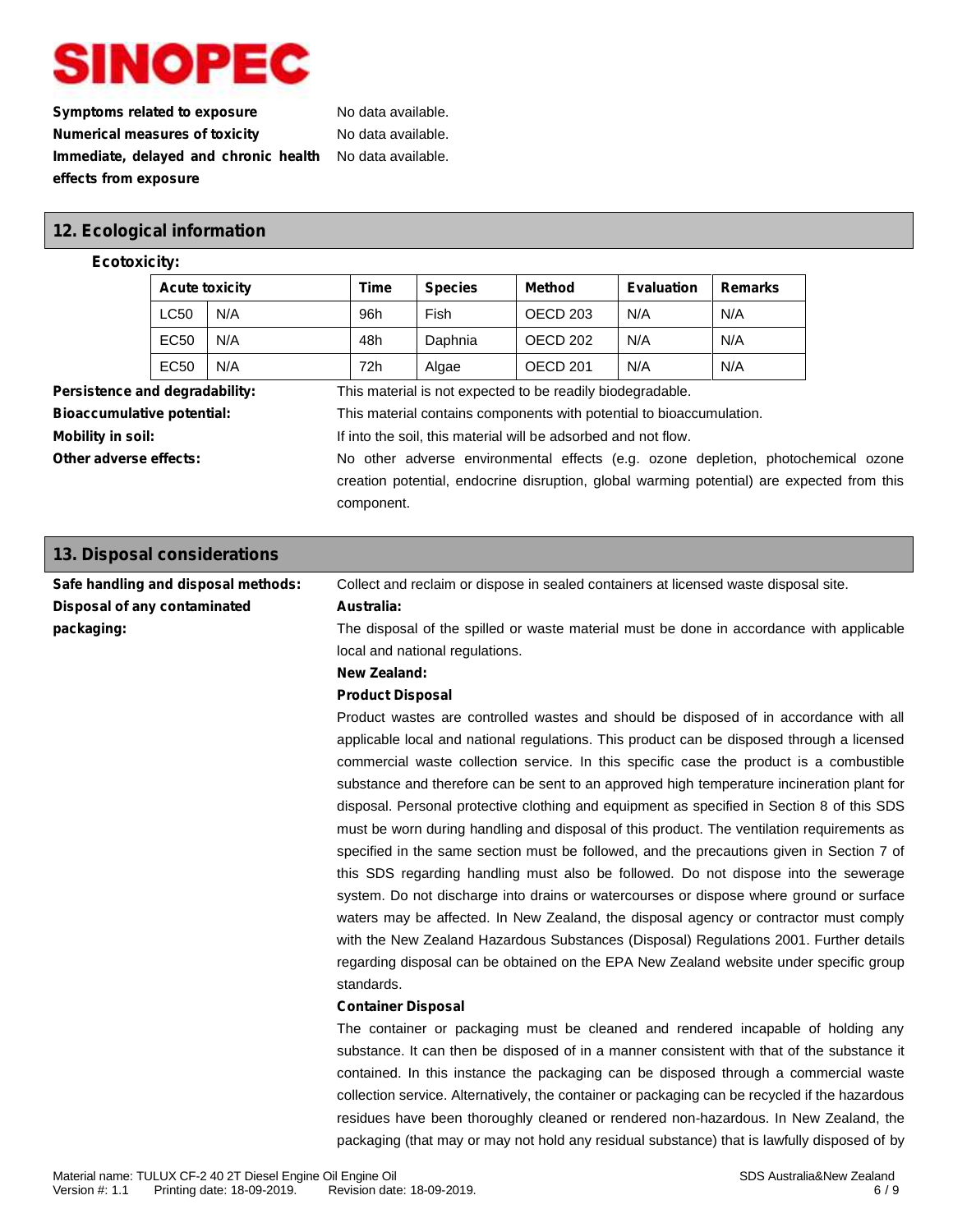**Symptoms related to exposure** No data available.

**Numerical measures of toxicity** No data available.

**Immediate, delayed and chronic health effects from exposure** No data available.

## 12. Ecological information

**Ecotoxicity:**

| Acute toxicity | | Time | Species | Method | Evaluation | Remarks |
|---|---|---|---|---|---|---|
| LC50 | N/A | 96h | Fish | OECD 203 | N/A | N/A |
| EC50 | N/A | 48h | Daphnia | OECD 202 | N/A | N/A |
| EC50 | N/A | 72h | Algae | OECD 201 | N/A | N/A |

**Persistence and degradability:** This material is not expected to be readily biodegradable.

**Bioaccumulative potential:** This material contains components with potential to bioaccumulation.

**Mobility in soil:** If into the soil, this material will be adsorbed and not flow.

**Other adverse effects:** No other adverse environmental effects (e.g. ozone depletion, photochemical ozone creation potential, endocrine disruption, global warming potential) are expected from this component.

## 13. Disposal considerations

**Safe handling and disposal methods:** Collect and reclaim or dispose in sealed containers at licensed waste disposal site.

**Disposal of any contaminated packaging:**

**Australia:**

The disposal of the spilled or waste material must be done in accordance with applicable local and national regulations.

**New Zealand:**

**Product Disposal**

Product wastes are controlled wastes and should be disposed of in accordance with all applicable local and national regulations. This product can be disposed through a licensed commercial waste collection service. In this specific case the product is a combustible substance and therefore can be sent to an approved high temperature incineration plant for disposal. Personal protective clothing and equipment as specified in Section 8 of this SDS must be worn during handling and disposal of this product. The ventilation requirements as specified in the same section must be followed, and the precautions given in Section 7 of this SDS regarding handling must also be followed. Do not dispose into the sewerage system. Do not discharge into drains or watercourses or dispose where ground or surface waters may be affected. In New Zealand, the disposal agency or contractor must comply with the New Zealand Hazardous Substances (Disposal) Regulations 2001. Further details regarding disposal can be obtained on the EPA New Zealand website under specific group standards.

**Container Disposal**

The container or packaging must be cleaned and rendered incapable of holding any substance. It can then be disposed of in a manner consistent with that of the substance it contained. In this instance the packaging can be disposed through a commercial waste collection service. Alternatively, the container or packaging can be recycled if the hazardous residues have been thoroughly cleaned or rendered non-hazardous. In New Zealand, the packaging (that may or may not hold any residual substance) that is lawfully disposed of by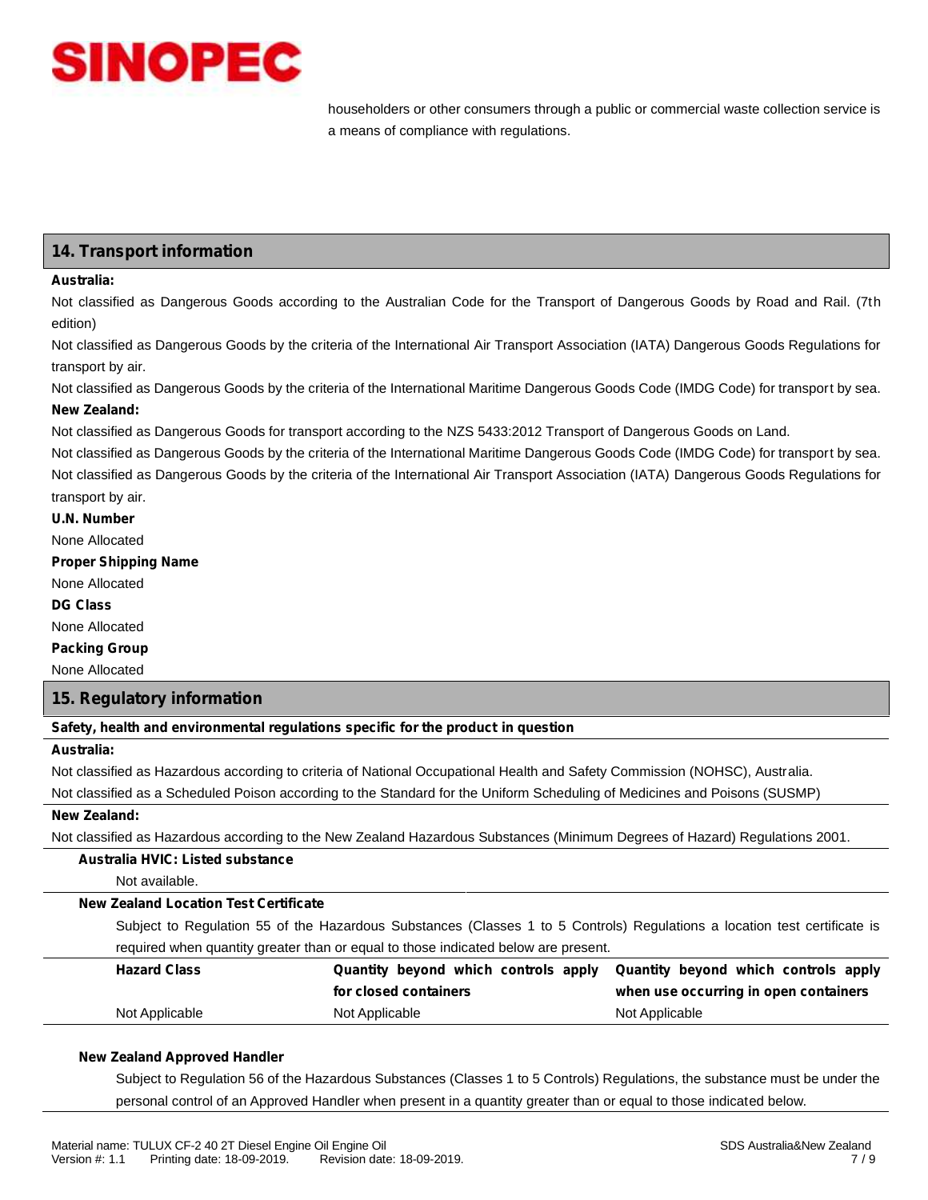householders or other consumers through a public or commercial waste collection service is a means of compliance with regulations.

## 14. Transport information

**Australia:**

Not classified as Dangerous Goods according to the Australian Code for the Transport of Dangerous Goods by Road and Rail. (7th edition)

Not classified as Dangerous Goods by the criteria of the International Air Transport Association (IATA) Dangerous Goods Regulations for transport by air.

Not classified as Dangerous Goods by the criteria of the International Maritime Dangerous Goods Code (IMDG Code) for transport by sea.

**New Zealand:**

Not classified as Dangerous Goods for transport according to the NZS 5433:2012 Transport of Dangerous Goods on Land.

Not classified as Dangerous Goods by the criteria of the International Maritime Dangerous Goods Code (IMDG Code) for transport by sea.

Not classified as Dangerous Goods by the criteria of the International Air Transport Association (IATA) Dangerous Goods Regulations for transport by air.

**U.N. Number**

None Allocated

**Proper Shipping Name**

None Allocated

**DG Class**

None Allocated

**Packing Group**

None Allocated

## 15. Regulatory information

**Safety, health and environmental regulations specific for the product in question**

**Australia:**

Not classified as Hazardous according to criteria of National Occupational Health and Safety Commission (NOHSC), Australia.

Not classified as a Scheduled Poison according to the Standard for the Uniform Scheduling of Medicines and Poisons (SUSMP)

**New Zealand:**

Not classified as Hazardous according to the New Zealand Hazardous Substances (Minimum Degrees of Hazard) Regulations 2001.

**Australia HVIC: Listed substance**

Not available.

**New Zealand Location Test Certificate**

Subject to Regulation 55 of the Hazardous Substances (Classes 1 to 5 Controls) Regulations a location test certificate is required when quantity greater than or equal to those indicated below are present.

| Hazard Class | Quantity beyond which controls apply for closed containers | Quantity beyond which controls apply when use occurring in open containers |
|---|---|---|
| Not Applicable | Not Applicable | Not Applicable |

**New Zealand Approved Handler**

Subject to Regulation 56 of the Hazardous Substances (Classes 1 to 5 Controls) Regulations, the substance must be under the personal control of an Approved Handler when present in a quantity greater than or equal to those indicated below.

Material name: TULUX CF-2 40 2T Diesel Engine Oil Engine Oil
Version #: 1.1 Printing date: 18-09-2019. Revision date: 18-09-2019.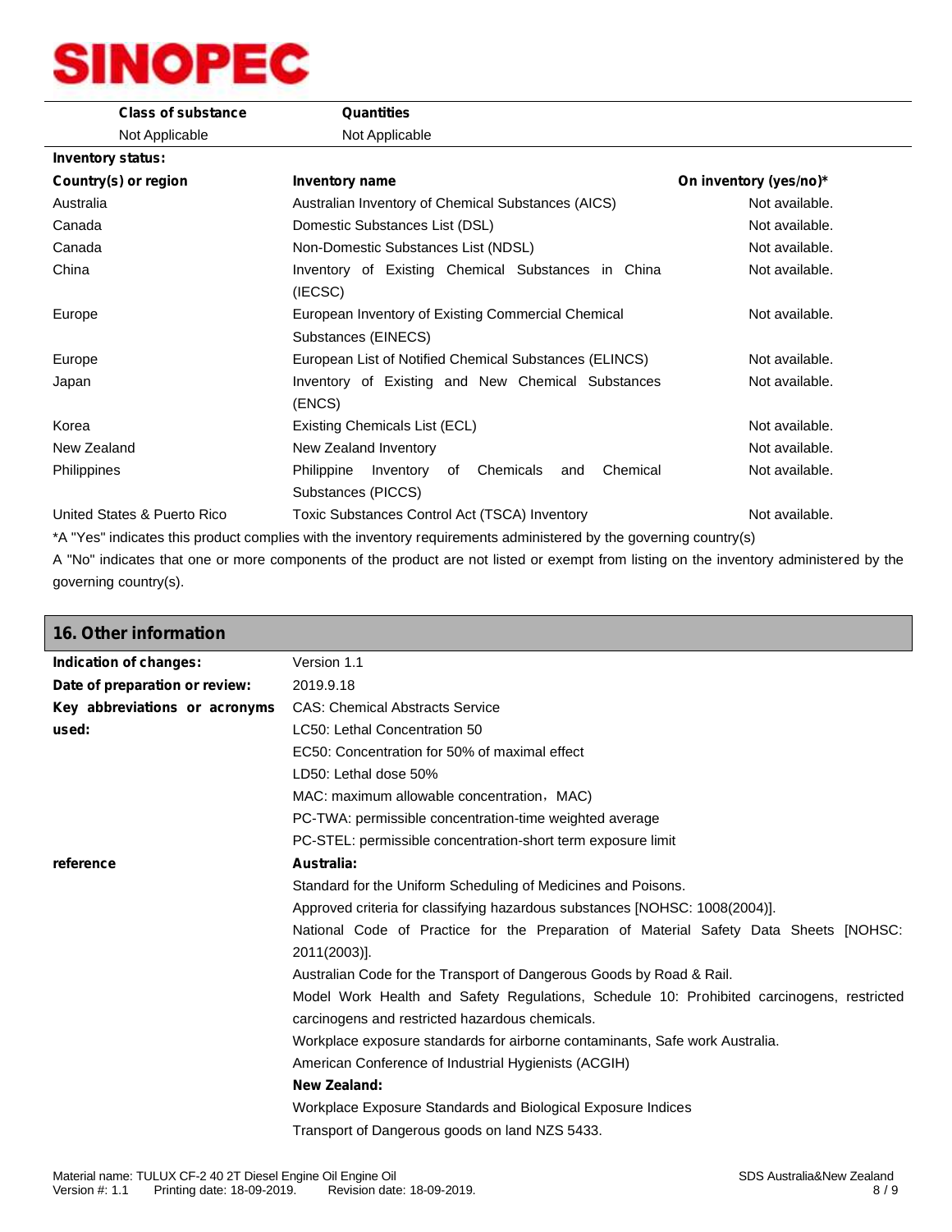| Class of substance | Quantities |
|---|---|
| Not Applicable | Not Applicable |

**Inventory status:**

| Country(s) or region | Inventory name | On inventory (yes/no)* |
|---|---|---|
| Australia | Australian Inventory of Chemical Substances (AICS) | Not available. |
| Canada | Domestic Substances List (DSL) | Not available. |
| Canada | Non-Domestic Substances List (NDSL) | Not available. |
| China | Inventory of Existing Chemical Substances in China (IECSC) | Not available. |
| Europe | European Inventory of Existing Commercial Chemical Substances (EINECS) | Not available. |
| Europe | European List of Notified Chemical Substances (ELINCS) | Not available. |
| Japan | Inventory of Existing and New Chemical Substances (ENCS) | Not available. |
| Korea | Existing Chemicals List (ECL) | Not available. |
| New Zealand | New Zealand Inventory | Not available. |
| Philippines | Philippine Inventory of Chemicals and Chemical Substances (PICCS) | Not available. |
| United States & Puerto Rico | Toxic Substances Control Act (TSCA) Inventory | Not available. |

*A "Yes" indicates this product complies with the inventory requirements administered by the governing country(s)

A "No" indicates that one or more components of the product are not listed or exempt from listing on the inventory administered by the governing country(s).

## 16. Other information

**Indication of changes:** Version 1.1

**Date of preparation or review:** 2019.9.18

**Key abbreviations or acronyms used:**

CAS: Chemical Abstracts Service

LC50: Lethal Concentration 50

EC50: Concentration for 50% of maximal effect

LD50: Lethal dose 50%

MAC: maximum allowable concentration，MAC)

PC-TWA: permissible concentration-time weighted average

PC-STEL: permissible concentration-short term exposure limit

**reference**

**Australia:**

Standard for the Uniform Scheduling of Medicines and Poisons.

Approved criteria for classifying hazardous substances [NOHSC: 1008(2004)].

National Code of Practice for the Preparation of Material Safety Data Sheets [NOHSC: 2011(2003)].

Australian Code for the Transport of Dangerous Goods by Road & Rail.

Model Work Health and Safety Regulations, Schedule 10: Prohibited carcinogens, restricted carcinogens and restricted hazardous chemicals.

Workplace exposure standards for airborne contaminants, Safe work Australia.

American Conference of Industrial Hygienists (ACGIH)

**New Zealand:**

Workplace Exposure Standards and Biological Exposure Indices

Transport of Dangerous goods on land NZS 5433.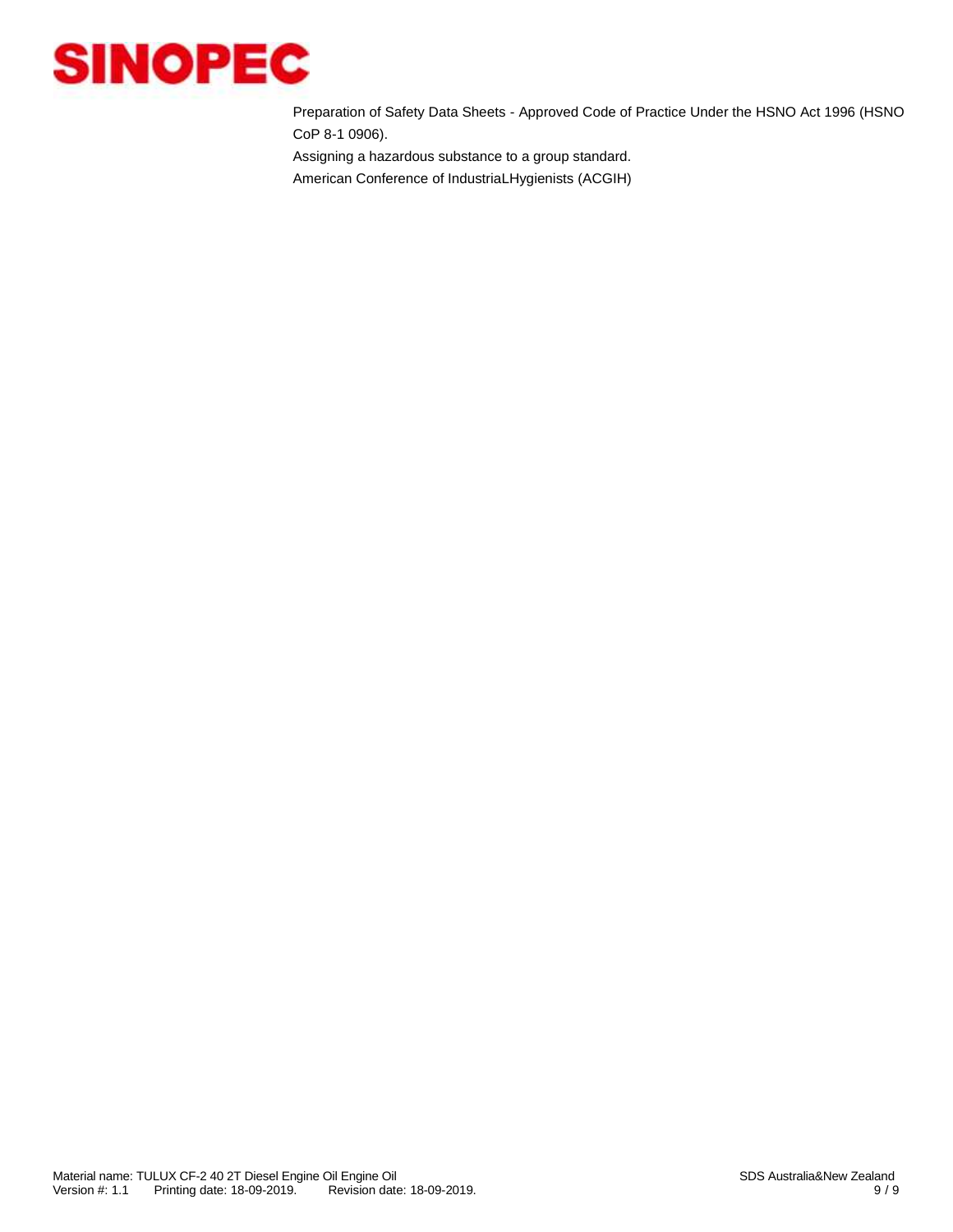Preparation of Safety Data Sheets - Approved Code of Practice Under the HSNO Act 1996 (HSNO CoP 8-1 0906).

Assigning a hazardous substance to a group standard.

American Conference of IndustriaLHygienists (ACGIH)